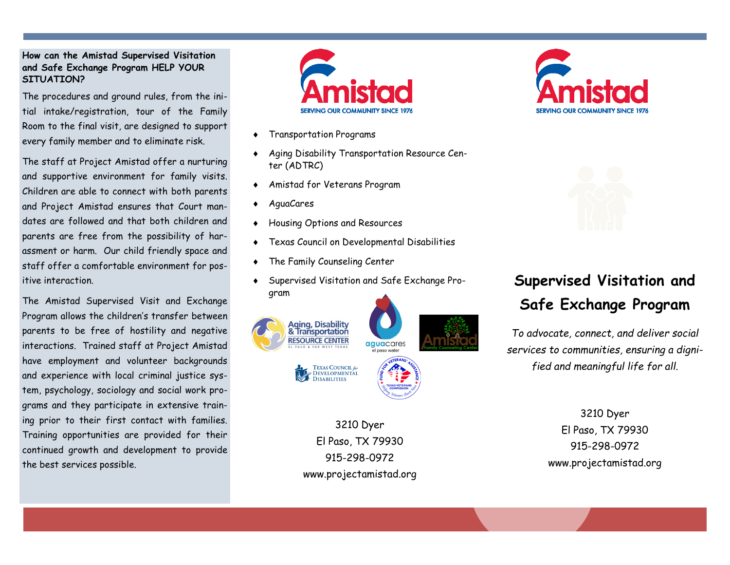## How can the Amistad Supervised Visitation and Safe Exchange Program HELP YOUR SITUATION?

The procedures and ground rules, from the initial intake/registration, tour of the Family Room to the final visit, are designed to support every family member and to eliminate risk.

The staff at Project Amistad offer a nurturing and supportive environment for family visits. Children are able to connect with both parents and Project Amistad ensures that Court mandates are followed and that both children and parents are free from the possibility of harassment or harm. Our child friendly space and staff offer a comfortable environment for positive interaction.

The Amistad Supervised Visit and Exchange Program allows the children's transfer between parents to be free of hostility and negative interactions. Trained staff at Project Amistad have employment and volunteer backgrounds and experience with local criminal justice system, psychology, sociology and social work programs and they participate in extensive training prior to their first contact with families. Training opportunities are provided for their continued growth and development to provide the best services possible.

Amistad
SERVING OUR COMMUNITY SINCE 1976

- Transportation Programs
- Aging Disability Transportation Resource Center (ADTRC)
- Amistad for Veterans Program
- AguaCares
- Housing Options and Resources
- Texas Council on Developmental Disabilities
- The Family Counseling Center
- Supervised Visitation and Safe Exchange Program

3210 Dyer
El Paso, TX 79930
915-298-0972
www.projectamistad.org

Amistad
SERVING OUR COMMUNITY SINCE 1976

# Supervised Visitation and Safe Exchange Program

*To advocate, connect, and deliver social services to communities, ensuring a dignified and meaningful life for all.*

3210 Dyer
El Paso, TX 79930
915-298-0972
www.projectamistad.org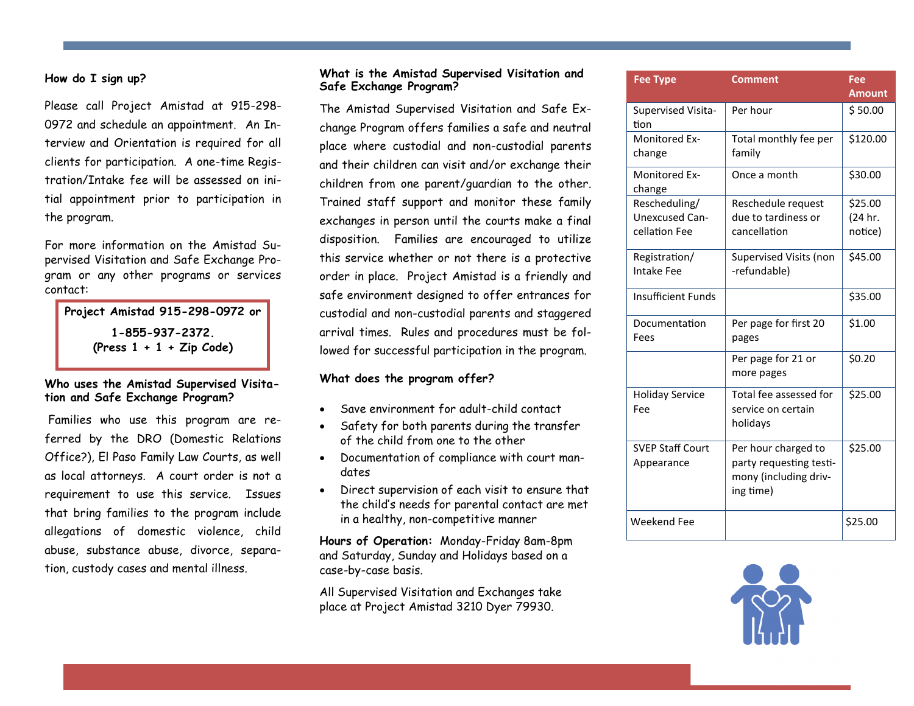### How do I sign up?

Please call Project Amistad at 915-298-0972 and schedule an appointment. An Interview and Orientation is required for all clients for participation. A one-time Registration/Intake fee will be assessed on initial appointment prior to participation in the program.

For more information on the Amistad Supervised Visitation and Safe Exchange Program or any other programs or services contact:

**Project Amistad 915-298-0972 or**

**1-855-937-2372.**
**(Press 1 + 1 + Zip Code)**

### Who uses the Amistad Supervised Visitation and Safe Exchange Program?

Families who use this program are referred by the DRO (Domestic Relations Office?), El Paso Family Law Courts, as well as local attorneys. A court order is not a requirement to use this service. Issues that bring families to the program include allegations of domestic violence, child abuse, substance abuse, divorce, separation, custody cases and mental illness.

### What is the Amistad Supervised Visitation and Safe Exchange Program?

The Amistad Supervised Visitation and Safe Exchange Program offers families a safe and neutral place where custodial and non-custodial parents and their children can visit and/or exchange their children from one parent/guardian to the other. Trained staff support and monitor these family exchanges in person until the courts make a final disposition. Families are encouraged to utilize this service whether or not there is a protective order in place. Project Amistad is a friendly and safe environment designed to offer entrances for custodial and non-custodial parents and staggered arrival times. Rules and procedures must be followed for successful participation in the program.

### What does the program offer?

- Save environment for adult-child contact
- Safety for both parents during the transfer of the child from one to the other
- Documentation of compliance with court mandates
- Direct supervision of each visit to ensure that the child's needs for parental contact are met in a healthy, non-competitive manner

**Hours of Operation:** Monday-Friday 8am-8pm and Saturday, Sunday and Holidays based on a case-by-case basis.

All Supervised Visitation and Exchanges take place at Project Amistad 3210 Dyer 79930.

| Fee Type | Comment | Fee Amount |
|---|---|---|
| Supervised Visitation | Per hour | $ 50.00 |
| Monitored Exchange | Total monthly fee per family | $120.00 |
| Monitored Exchange | Once a month | $30.00 |
| Rescheduling/ Unexcused Cancellation Fee | Reschedule request due to tardiness or cancellation | $25.00 (24 hr. notice) |
| Registration/ Intake Fee | Supervised Visits (non-refundable) | $45.00 |
| Insufficient Funds | | $35.00 |
| Documentation Fees | Per page for first 20 pages | $1.00 |
| | Per page for 21 or more pages | $0.20 |
| Holiday Service Fee | Total fee assessed for service on certain holidays | $25.00 |
| SVEP Staff Court Appearance | Per hour charged to party requesting testimony (including driving time) | $25.00 |
| Weekend Fee | | $25.00 |